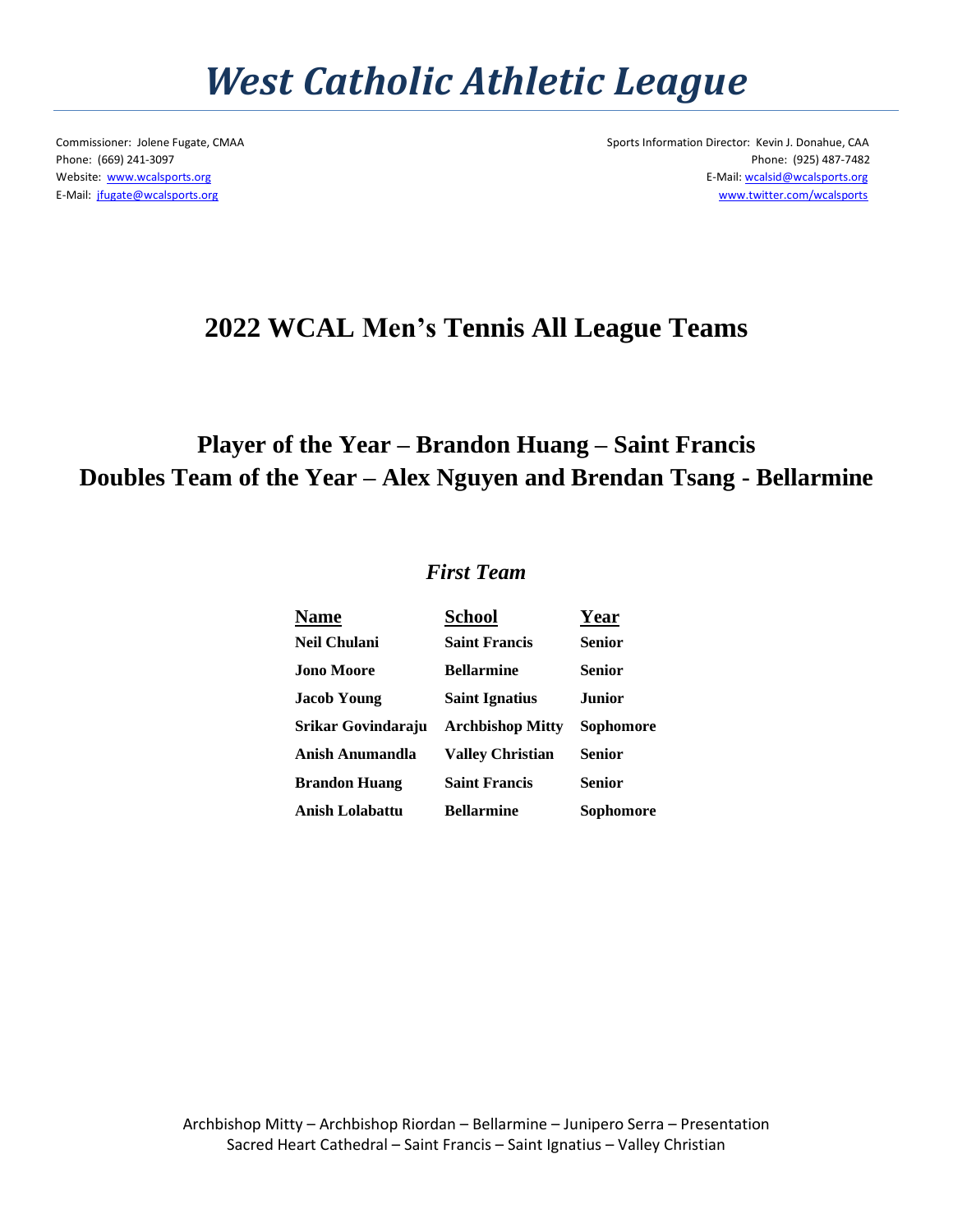# West Catholic Athletic League

Commissioner: Jolene Fugate, CMAA
Phone: (669) 241-3097
Website: www.wcalsports.org
E-Mail: jfugate@wcalsports.org

Sports Information Director: Kevin J. Donahue, CAA
Phone: (925) 487-7482
E-Mail: wcalsid@wcalsports.org
www.twitter.com/wcalsports

## 2022 WCAL Men's Tennis All League Teams

### Player of the Year – Brandon Huang – Saint Francis
### Doubles Team of the Year – Alex Nguyen and Brendan Tsang - Bellarmine

### *First Team*

| Name | School | Year |
|---|---|---|
| Neil Chulani | Saint Francis | Senior |
| Jono Moore | Bellarmine | Senior |
| Jacob Young | Saint Ignatius | Junior |
| Srikar Govindaraju | Archbishop Mitty | Sophomore |
| Anish Anumandla | Valley Christian | Senior |
| Brandon Huang | Saint Francis | Senior |
| Anish Lolabattu | Bellarmine | Sophomore |

Archbishop Mitty – Archbishop Riordan – Bellarmine – Junipero Serra – Presentation
Sacred Heart Cathedral – Saint Francis – Saint Ignatius – Valley Christian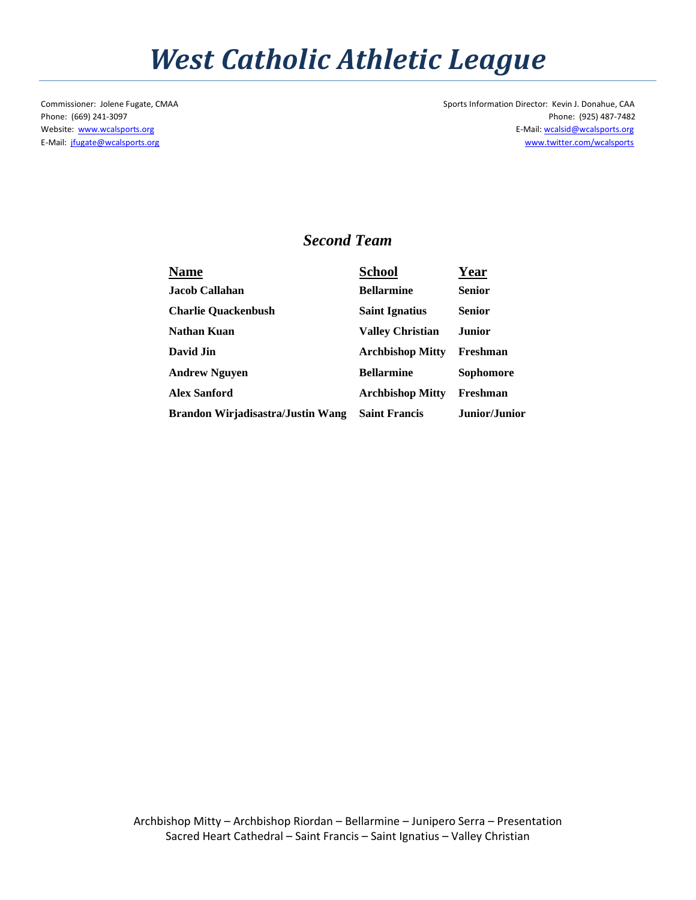# West Catholic Athletic League

Commissioner: Jolene Fugate, CMAA
Phone: (669) 241-3097
Website: www.wcalsports.org
E-Mail: jfugate@wcalsports.org

Sports Information Director: Kevin J. Donahue, CAA
Phone: (925) 487-7482
E-Mail: wcalsid@wcalsports.org
www.twitter.com/wcalsports

## *Second Team*

| Name | School | Year |
|---|---|---|
| **Jacob Callahan** | **Bellarmine** | **Senior** |
| **Charlie Quackenbush** | **Saint Ignatius** | **Senior** |
| **Nathan Kuan** | **Valley Christian** | **Junior** |
| **David Jin** | **Archbishop Mitty** | **Freshman** |
| **Andrew Nguyen** | **Bellarmine** | **Sophomore** |
| **Alex Sanford** | **Archbishop Mitty** | **Freshman** |
| **Brandon Wirjadisastra/Justin Wang** | **Saint Francis** | **Junior/Junior** |

Archbishop Mitty – Archbishop Riordan – Bellarmine – Junipero Serra – Presentation
Sacred Heart Cathedral – Saint Francis – Saint Ignatius – Valley Christian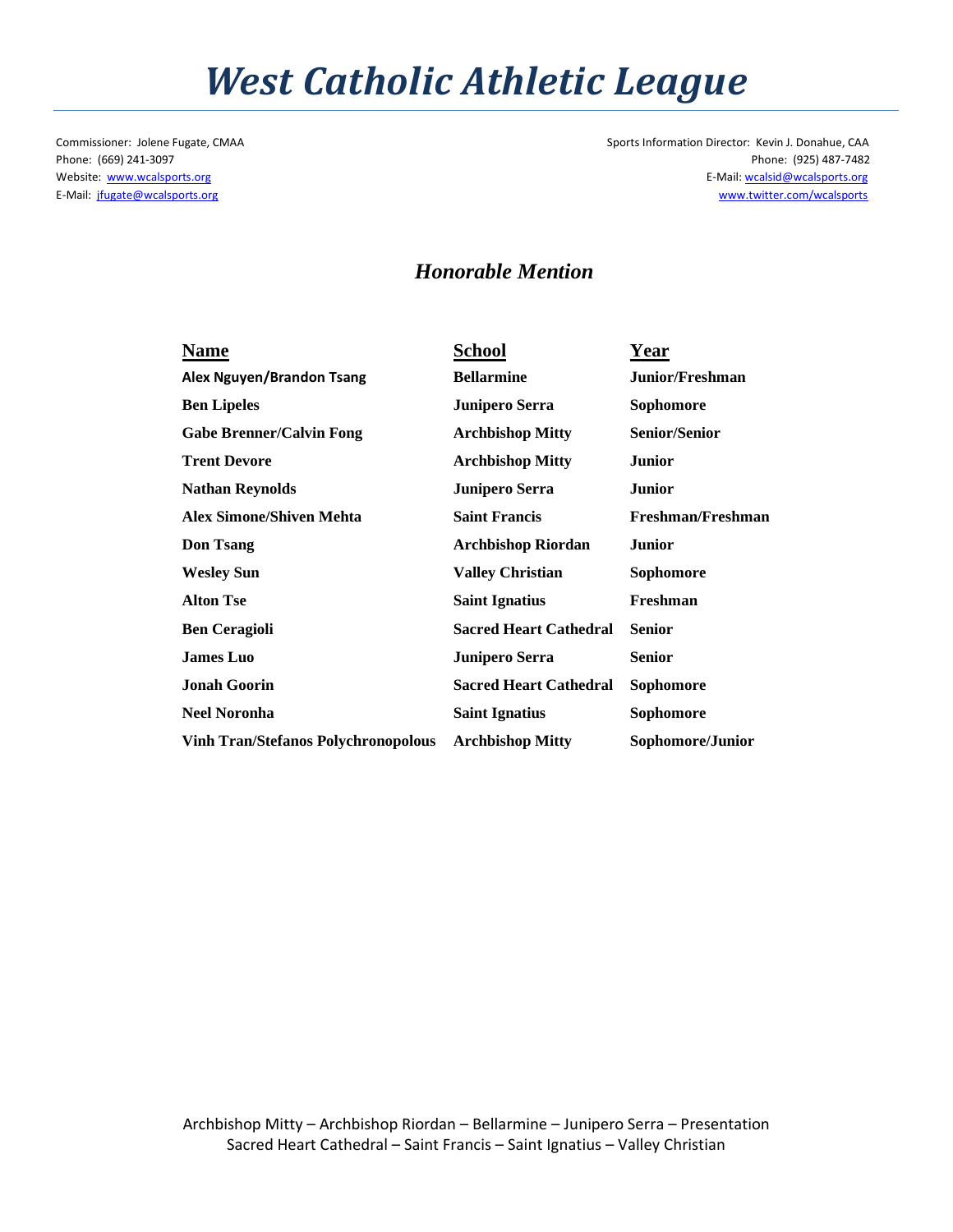# West Catholic Athletic League

Commissioner: Jolene Fugate, CMAA
Phone: (669) 241-3097
Website: www.wcalsports.org
E-Mail: jfugate@wcalsports.org

Sports Information Director: Kevin J. Donahue, CAA
Phone: (925) 487-7482
E-Mail: wcalsid@wcalsports.org
www.twitter.com/wcalsports

## *Honorable Mention*

| Name | School | Year |
|---|---|---|
| Alex Nguyen/Brandon Tsang | Bellarmine | Junior/Freshman |
| Ben Lipeles | Junipero Serra | Sophomore |
| Gabe Brenner/Calvin Fong | Archbishop Mitty | Senior/Senior |
| Trent Devore | Archbishop Mitty | Junior |
| Nathan Reynolds | Junipero Serra | Junior |
| Alex Simone/Shiven Mehta | Saint Francis | Freshman/Freshman |
| Don Tsang | Archbishop Riordan | Junior |
| Wesley Sun | Valley Christian | Sophomore |
| Alton Tse | Saint Ignatius | Freshman |
| Ben Ceragioli | Sacred Heart Cathedral | Senior |
| James Luo | Junipero Serra | Senior |
| Jonah Goorin | Sacred Heart Cathedral | Sophomore |
| Neel Noronha | Saint Ignatius | Sophomore |
| Vinh Tran/Stefanos Polychronopolous | Archbishop Mitty | Sophomore/Junior |

Archbishop Mitty – Archbishop Riordan – Bellarmine – Junipero Serra – Presentation
Sacred Heart Cathedral – Saint Francis – Saint Ignatius – Valley Christian